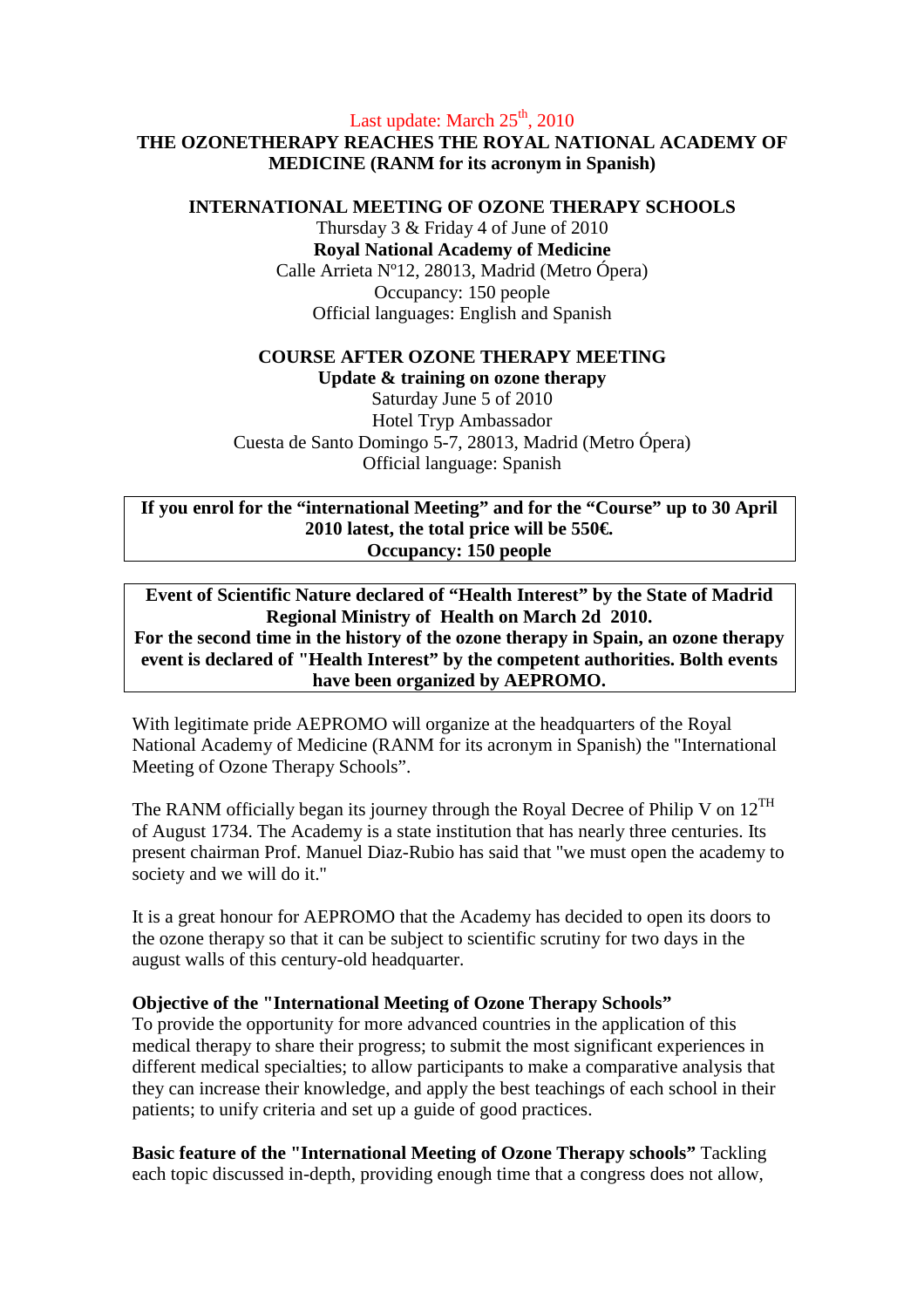Last update: March 25th, 2010

# THE OZONETHERAPY REACHES THE ROYAL NATIONAL ACADEMY OF MEDICINE (RANM for its acronym in Spanish)

## INTERNATIONAL MEETING OF OZONE THERAPY SCHOOLS

Thursday 3 & Friday 4 of June of 2010
**Royal National Academy of Medicine**
Calle Arrieta Nº12, 28013, Madrid (Metro Ópera)
Occupancy: 150 people
Official languages: English and Spanish

## COURSE AFTER OZONE THERAPY MEETING

**Update & training on ozone therapy**
Saturday June 5 of 2010
Hotel Tryp Ambassador
Cuesta de Santo Domingo 5-7, 28013, Madrid (Metro Ópera)
Official language: Spanish

**If you enrol for the "international Meeting" and for the "Course" up to 30 April 2010 latest, the total price will be 550€.**
**Occupancy: 150 people**

**Event of Scientific Nature declared of "Health Interest" by the State of Madrid Regional Ministry of Health on March 2d 2010.**
**For the second time in the history of the ozone therapy in Spain, an ozone therapy event is declared of "Health Interest" by the competent authorities. Bolth events have been organized by AEPROMO.**

With legitimate pride AEPROMO will organize at the headquarters of the Royal National Academy of Medicine (RANM for its acronym in Spanish) the "International Meeting of Ozone Therapy Schools".

The RANM officially began its journey through the Royal Decree of Philip V on 12TH of August 1734. The Academy is a state institution that has nearly three centuries. Its present chairman Prof. Manuel Diaz-Rubio has said that "we must open the academy to society and we will do it."

It is a great honour for AEPROMO that the Academy has decided to open its doors to the ozone therapy so that it can be subject to scientific scrutiny for two days in the august walls of this century-old headquarter.

**Objective of the "International Meeting of Ozone Therapy Schools"**
To provide the opportunity for more advanced countries in the application of this medical therapy to share their progress; to submit the most significant experiences in different medical specialties; to allow participants to make a comparative analysis that they can increase their knowledge, and apply the best teachings of each school in their patients; to unify criteria and set up a guide of good practices.

**Basic feature of the "International Meeting of Ozone Therapy schools"** Tackling each topic discussed in-depth, providing enough time that a congress does not allow,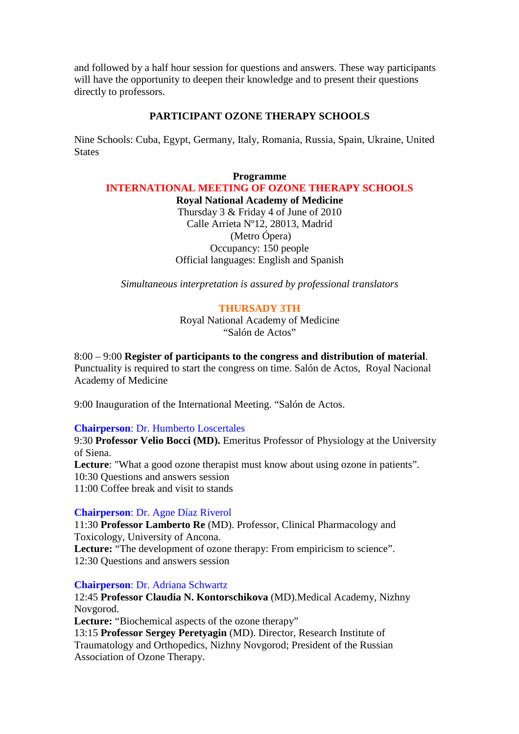and followed by a half hour session for questions and answers. These way participants will have the opportunity to deepen their knowledge and to present their questions directly to professors.

## PARTICIPANT OZONE THERAPY SCHOOLS

Nine Schools: Cuba, Egypt, Germany, Italy, Romania, Russia, Spain, Ukraine, United States

**Programme**

## INTERNATIONAL MEETING OF OZONE THERAPY SCHOOLS

**Royal National Academy of Medicine**
Thursday 3 & Friday 4 of June of 2010
Calle Arrieta Nº12, 28013, Madrid
(Metro Ópera)
Occupancy: 150 people
Official languages: English and Spanish

*Simultaneous interpretation is assured by professional translators*

### THURSADY 3TH

Royal National Academy of Medicine
"Salón de Actos"

8:00 – 9:00 **Register of participants to the congress and distribution of material**. Punctuality is required to start the congress on time. Salón de Actos, Royal Nacional Academy of Medicine

9:00 Inauguration of the International Meeting. "Salón de Actos.

**Chairperson**: Dr. Humberto Loscertales
9:30 **Professor Velio Bocci (MD).** Emeritus Professor of Physiology at the University of Siena.
**Lecture**: "What a good ozone therapist must know about using ozone in patients".
10:30 Questions and answers session
11:00 Coffee break and visit to stands

**Chairperson**: Dr. Agne Díaz Riverol
11:30 **Professor Lamberto Re** (MD). Professor, Clinical Pharmacology and Toxicology, University of Ancona.
**Lecture:** "The development of ozone therapy: From empiricism to science".
12:30 Questions and answers session

**Chairperson**: Dr. Adriana Schwartz
12:45 **Professor Claudia N. Kontorschikova** (MD).Medical Academy, Nizhny Novgorod.
**Lecture:** "Biochemical aspects of the ozone therapy"
13:15 **Professor Sergey Peretyagin** (MD). Director, Research Institute of Traumatology and Orthopedics, Nizhny Novgorod; President of the Russian Association of Ozone Therapy.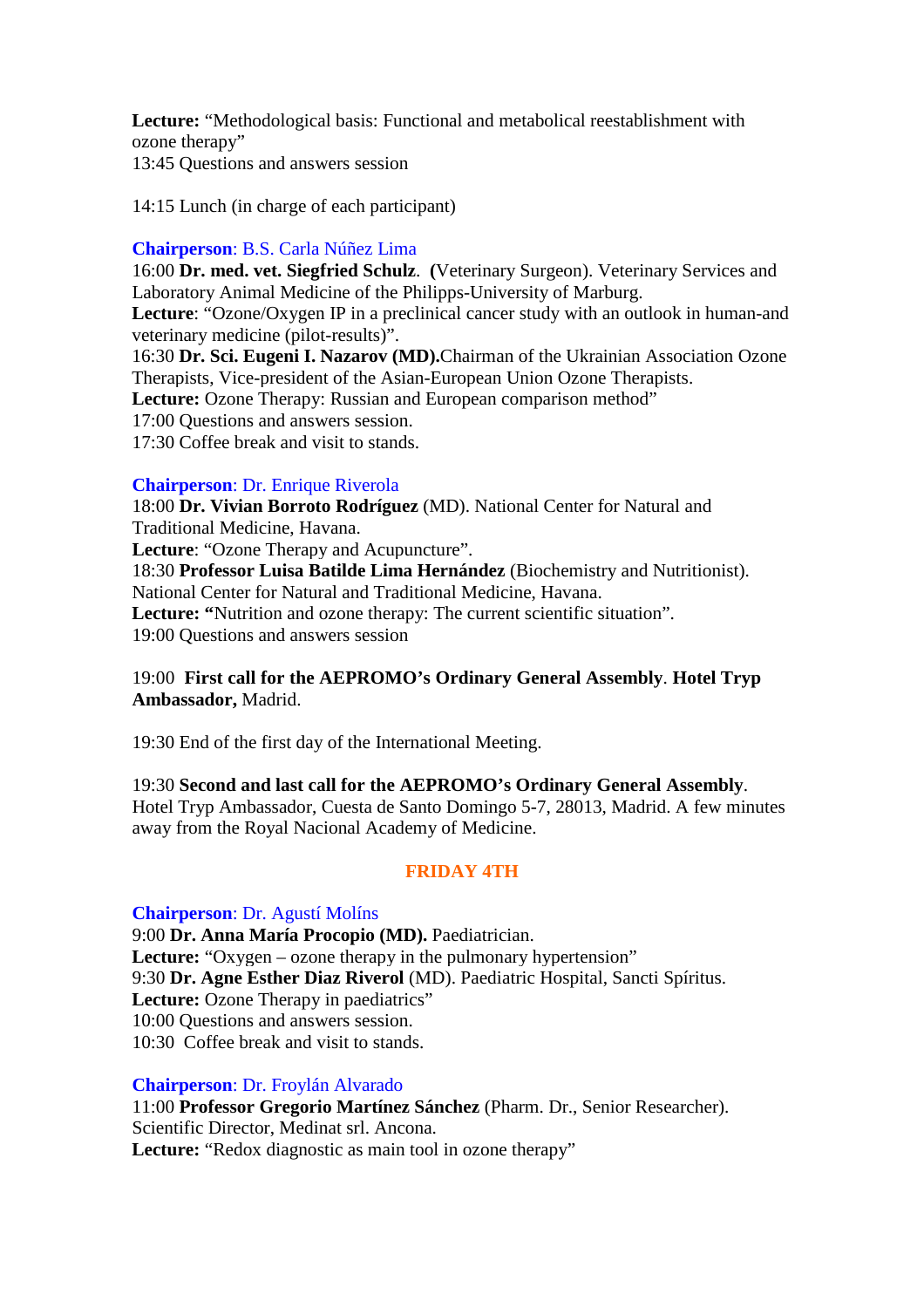**Lecture:** “Methodological basis: Functional and metabolical reestablishment with ozone therapy”
13:45 Questions and answers session

14:15 Lunch (in charge of each participant)

**Chairperson**: B.S. Carla Núñez Lima
16:00 **Dr. med. vet. Siegfried Schulz**. **(**Veterinary Surgeon). Veterinary Services and Laboratory Animal Medicine of the Philipps-University of Marburg.
**Lecture**: “Ozone/Oxygen IP in a preclinical cancer study with an outlook in human-and veterinary medicine (pilot-results)”.
16:30 **Dr. Sci. Eugeni I. Nazarov (MD).**Chairman of the Ukrainian Association Ozone Therapists, Vice-president of the Asian-European Union Ozone Therapists.
**Lecture:** Ozone Therapy: Russian and European comparison method”
17:00 Questions and answers session.
17:30 Coffee break and visit to stands.

**Chairperson**: Dr. Enrique Riverola
18:00 **Dr. Vivian Borroto Rodríguez** (MD). National Center for Natural and Traditional Medicine, Havana.
**Lecture**: “Ozone Therapy and Acupuncture”.
18:30 **Professor Luisa Batilde Lima Hernández** (Biochemistry and Nutritionist). National Center for Natural and Traditional Medicine, Havana.
**Lecture: “**Nutrition and ozone therapy: The current scientific situation”.
19:00 Questions and answers session

19:00 **First call for the AEPROMO’s Ordinary General Assembly**. **Hotel Tryp Ambassador,** Madrid.

19:30 End of the first day of the International Meeting.

19:30 **Second and last call for the AEPROMO’s Ordinary General Assembly**. Hotel Tryp Ambassador, Cuesta de Santo Domingo 5-7, 28013, Madrid. A few minutes away from the Royal Nacional Academy of Medicine.

## FRIDAY 4TH

**Chairperson**: Dr. Agustí Molíns
9:00 **Dr. Anna María Procopio (MD).** Paediatrician.
**Lecture:** “Oxygen – ozone therapy in the pulmonary hypertension”
9:30 **Dr. Agne Esther Diaz Riverol** (MD). Paediatric Hospital, Sancti Spíritus.
**Lecture:** Ozone Therapy in paediatrics”
10:00 Questions and answers session.
10:30 Coffee break and visit to stands.

**Chairperson**: Dr. Froylán Alvarado
11:00 **Professor Gregorio Martínez Sánchez** (Pharm. Dr., Senior Researcher). Scientific Director, Medinat srl. Ancona.
**Lecture:** “Redox diagnostic as main tool in ozone therapy”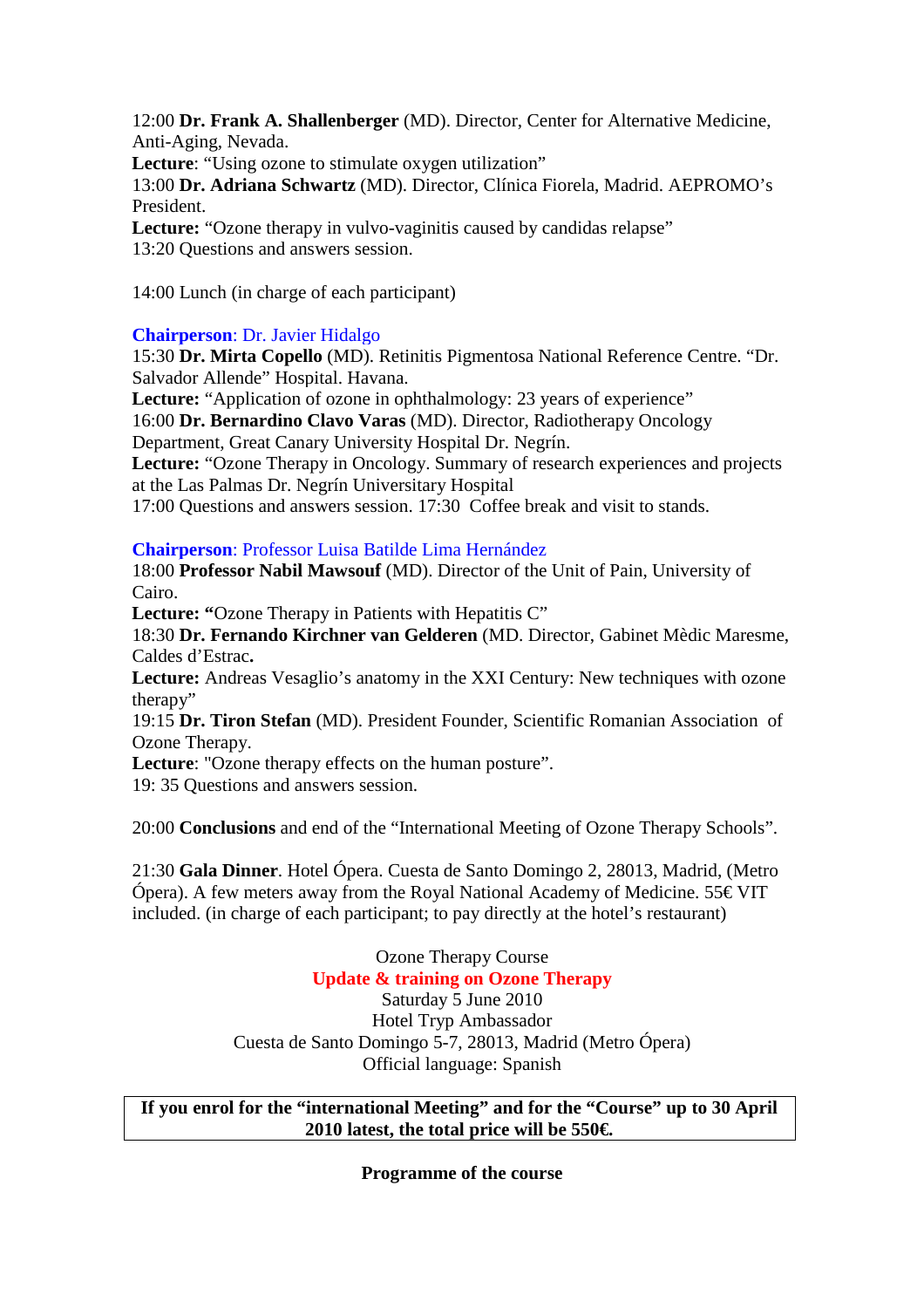12:00 **Dr. Frank A. Shallenberger** (MD). Director, Center for Alternative Medicine, Anti-Aging, Nevada.
**Lecture**: "Using ozone to stimulate oxygen utilization"
13:00 **Dr. Adriana Schwartz** (MD). Director, Clínica Fiorela, Madrid. AEPROMO's President.
**Lecture:** "Ozone therapy in vulvo-vaginitis caused by candidas relapse"
13:20 Questions and answers session.

14:00 Lunch (in charge of each participant)

**Chairperson**: Dr. Javier Hidalgo
15:30 **Dr. Mirta Copello** (MD). Retinitis Pigmentosa National Reference Centre. "Dr. Salvador Allende" Hospital. Havana.
**Lecture:** "Application of ozone in ophthalmology: 23 years of experience"
16:00 **Dr. Bernardino Clavo Varas** (MD). Director, Radiotherapy Oncology Department, Great Canary University Hospital Dr. Negrín.
**Lecture:** "Ozone Therapy in Oncology. Summary of research experiences and projects at the Las Palmas Dr. Negrín Universitary Hospital
17:00 Questions and answers session. 17:30 Coffee break and visit to stands.

**Chairperson**: Professor Luisa Batilde Lima Hernández
18:00 **Professor Nabil Mawsouf** (MD). Director of the Unit of Pain, University of Cairo.
**Lecture: "**Ozone Therapy in Patients with Hepatitis C"
18:30 **Dr. Fernando Kirchner van Gelderen** (MD. Director, Gabinet Mèdic Maresme, Caldes d'Estrac**.**
**Lecture:** Andreas Vesaglio's anatomy in the XXI Century: New techniques with ozone therapy"
19:15 **Dr. Tiron Stefan** (MD). President Founder, Scientific Romanian Association of Ozone Therapy.
**Lecture**: "Ozone therapy effects on the human posture".
19: 35 Questions and answers session.

20:00 **Conclusions** and end of the "International Meeting of Ozone Therapy Schools".

21:30 **Gala Dinner**. Hotel Ópera. Cuesta de Santo Domingo 2, 28013, Madrid, (Metro Ópera). A few meters away from the Royal National Academy of Medicine. 55€ VIT included. (in charge of each participant; to pay directly at the hotel's restaurant)

Ozone Therapy Course
**Update & training on Ozone Therapy**
Saturday 5 June 2010
Hotel Tryp Ambassador
Cuesta de Santo Domingo 5-7, 28013, Madrid (Metro Ópera)
Official language: Spanish

**If you enrol for the "international Meeting" and for the "Course" up to 30 April 2010 latest, the total price will be 550€.**

**Programme of the course**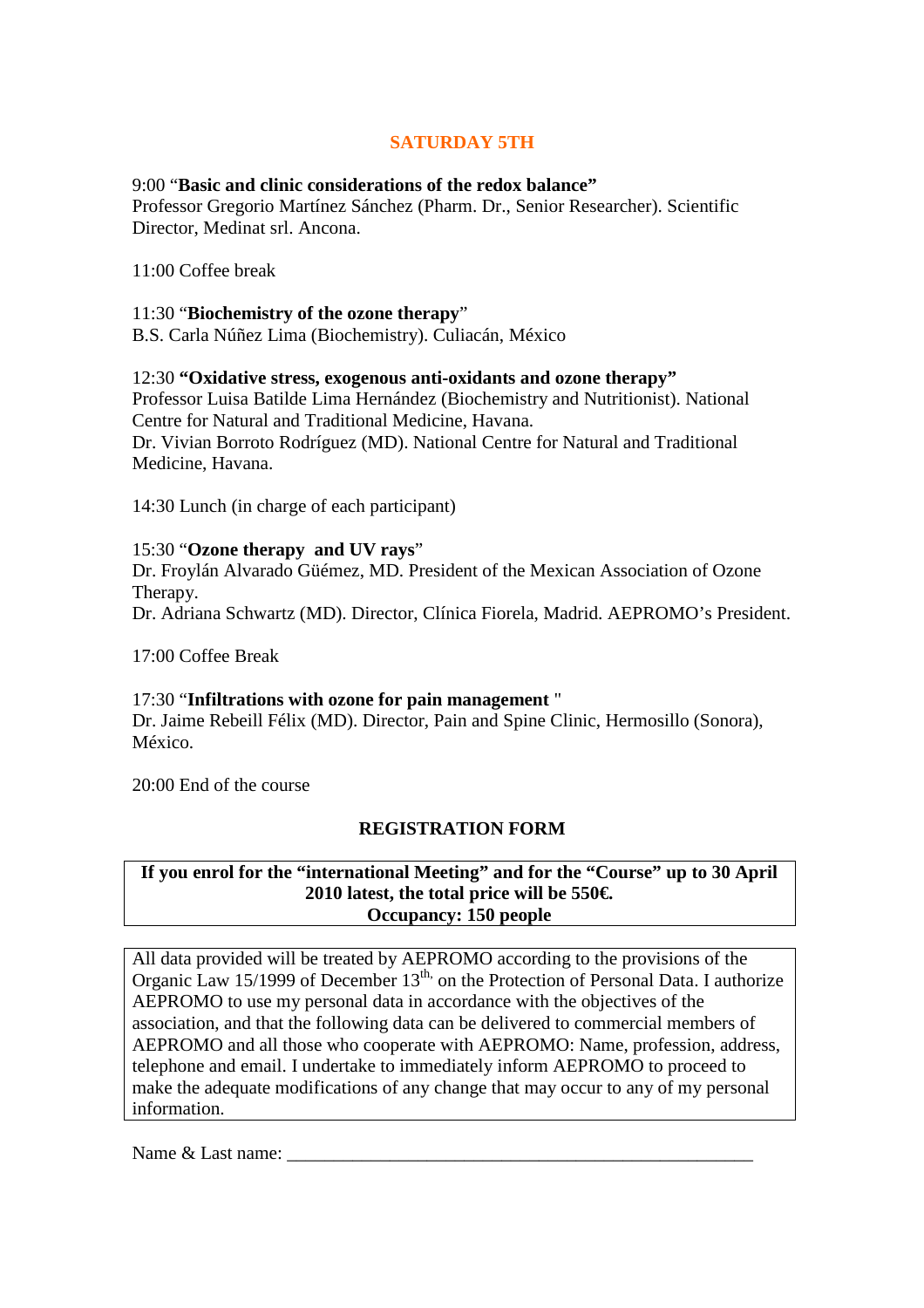## SATURDAY 5TH

9:00 "**Basic and clinic considerations of the redox balance"**
Professor Gregorio Martínez Sánchez (Pharm. Dr., Senior Researcher). Scientific Director, Medinat srl. Ancona.

11:00 Coffee break

11:30 "**Biochemistry of the ozone therapy**"
B.S. Carla Núñez Lima (Biochemistry). Culiacán, México

12:30 **"Oxidative stress, exogenous anti-oxidants and ozone therapy"**
Professor Luisa Batilde Lima Hernández (Biochemistry and Nutritionist). National Centre for Natural and Traditional Medicine, Havana.
Dr. Vivian Borroto Rodríguez (MD). National Centre for Natural and Traditional Medicine, Havana.

14:30 Lunch (in charge of each participant)

15:30 "**Ozone therapy and UV rays**"
Dr. Froylán Alvarado Güémez, MD. President of the Mexican Association of Ozone Therapy.
Dr. Adriana Schwartz (MD). Director, Clínica Fiorela, Madrid. AEPROMO's President.

17:00 Coffee Break

17:30 "**Infiltrations with ozone for pain management** "
Dr. Jaime Rebeill Félix (MD). Director, Pain and Spine Clinic, Hermosillo (Sonora), México.

20:00 End of the course

### REGISTRATION FORM

**If you enrol for the "international Meeting" and for the "Course" up to 30 April 2010 latest, the total price will be 550€.**
**Occupancy: 150 people**

All data provided will be treated by AEPROMO according to the provisions of the Organic Law 15/1999 of December 13th, on the Protection of Personal Data. I authorize AEPROMO to use my personal data in accordance with the objectives of the association, and that the following data can be delivered to commercial members of AEPROMO and all those who cooperate with AEPROMO: Name, profession, address, telephone and email. I undertake to immediately inform AEPROMO to proceed to make the adequate modifications of any change that may occur to any of my personal information.

Name & Last name: ___________________________________________________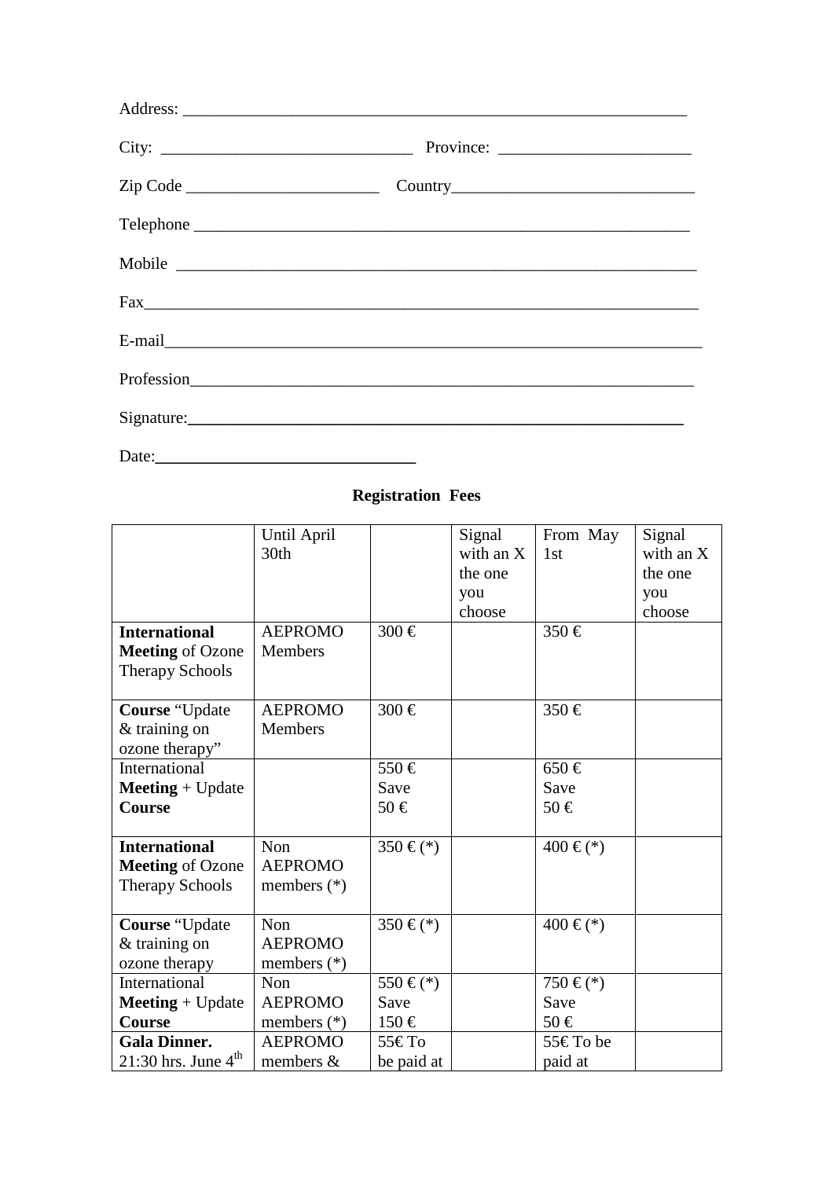Address: ___________________________________________________________

City: ______________________________ Province: _______________________

Zip Code _______________________ Country_____________________________

Telephone _____________________________________________________________

Mobile ________________________________________________________________

Fax____________________________________________________________________

E-mail_________________________________________________________________

Profession_____________________________________________________________

Signature:_____________________________________________________________

Date:______________________________

**Registration Fees**

| | Until April 30th | | Signal with an X the one you choose | From May 1st | Signal with an X the one you choose |
|---|---|---|---|---|---|
| **International Meeting** of Ozone Therapy Schools | AEPROMO Members | 300 € | | 350 € | |
| **Course** "Update & training on ozone therapy" | AEPROMO Members | 300 € | | 350 € | |
| International **Meeting** + Update **Course** | | 550 € Save 50 € | | 650 € Save 50 € | |
| **International Meeting** of Ozone Therapy Schools | Non AEPROMO members (*) | 350 € (*) | | 400 € (*) | |
| **Course** "Update & training on ozone therapy | Non AEPROMO members (*) | 350 € (*) | | 400 € (*) | |
| International **Meeting** + Update **Course** | Non AEPROMO members (*) | 550 € (*) Save 150 € | | 750 € (*) Save 50 € | |
| **Gala Dinner.** 21:30 hrs. June 4th | AEPROMO members & | 55€ To be paid at | | 55€ To be paid at | |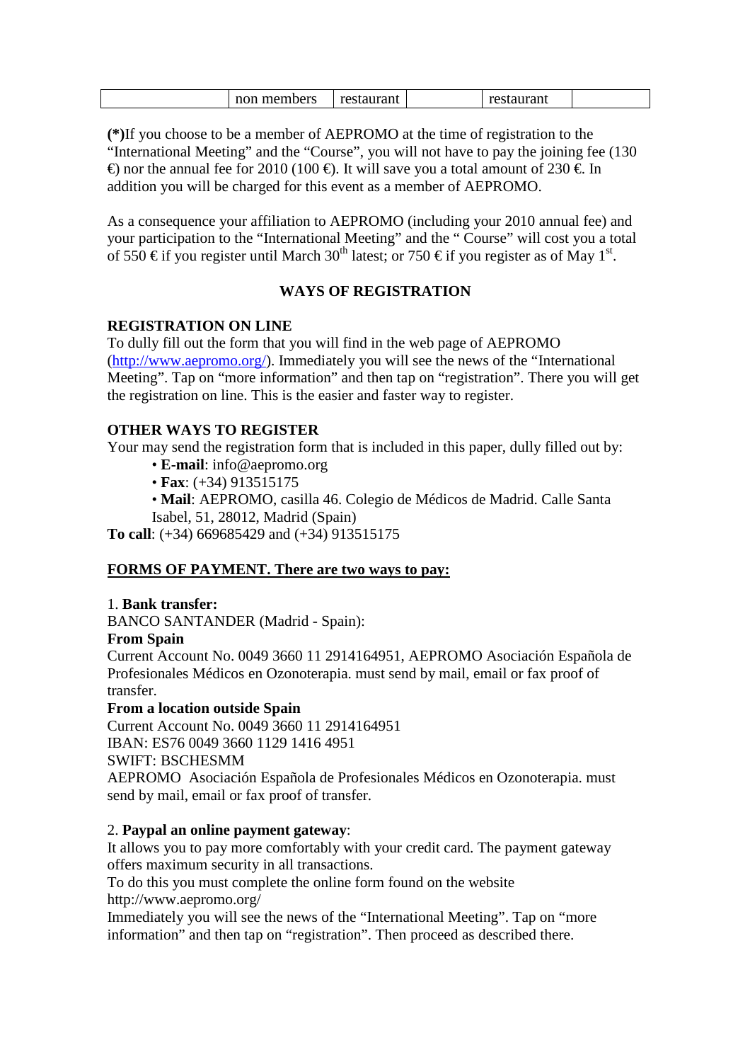|  | non members | restaurant |  | restaurant |  |
|---|---|---|---|---|---|

**(*)**If you choose to be a member of AEPROMO at the time of registration to the "International Meeting" and the "Course", you will not have to pay the joining fee (130 €) nor the annual fee for 2010 (100 €). It will save you a total amount of 230 €. In addition you will be charged for this event as a member of AEPROMO.

As a consequence your affiliation to AEPROMO (including your 2010 annual fee) and your participation to the "International Meeting" and the " Course" will cost you a total of 550 € if you register until March 30th latest; or 750 € if you register as of May 1st.

## WAYS OF REGISTRATION

### REGISTRATION ON LINE

To dully fill out the form that you will find in the web page of AEPROMO (http://www.aepromo.org/). Immediately you will see the news of the "International Meeting". Tap on "more information" and then tap on "registration". There you will get the registration on line. This is the easier and faster way to register.

### OTHER WAYS TO REGISTER

Your may send the registration form that is included in this paper, dully filled out by:

- **E-mail**: info@aepromo.org
- **Fax**: (+34) 913515175
- **Mail**: AEPROMO, casilla 46. Colegio de Médicos de Madrid. Calle Santa Isabel, 51, 28012, Madrid (Spain)

**To call**: (+34) 669685429 and (+34) 913515175

### FORMS OF PAYMENT. There are two ways to pay:

1. **Bank transfer:**

BANCO SANTANDER (Madrid - Spain):

**From Spain**

Current Account No. 0049 3660 11 2914164951, AEPROMO Asociación Española de Profesionales Médicos en Ozonoterapia. must send by mail, email or fax proof of transfer.

**From a location outside Spain**

Current Account No. 0049 3660 11 2914164951
IBAN: ES76 0049 3660 1129 1416 4951
SWIFT: BSCHESMM
AEPROMO Asociación Española de Profesionales Médicos en Ozonoterapia. must send by mail, email or fax proof of transfer.

2. **Paypal an online payment gateway**:

It allows you to pay more comfortably with your credit card. The payment gateway offers maximum security in all transactions.
To do this you must complete the online form found on the website http://www.aepromo.org/
Immediately you will see the news of the "International Meeting". Tap on "more information" and then tap on "registration". Then proceed as described there.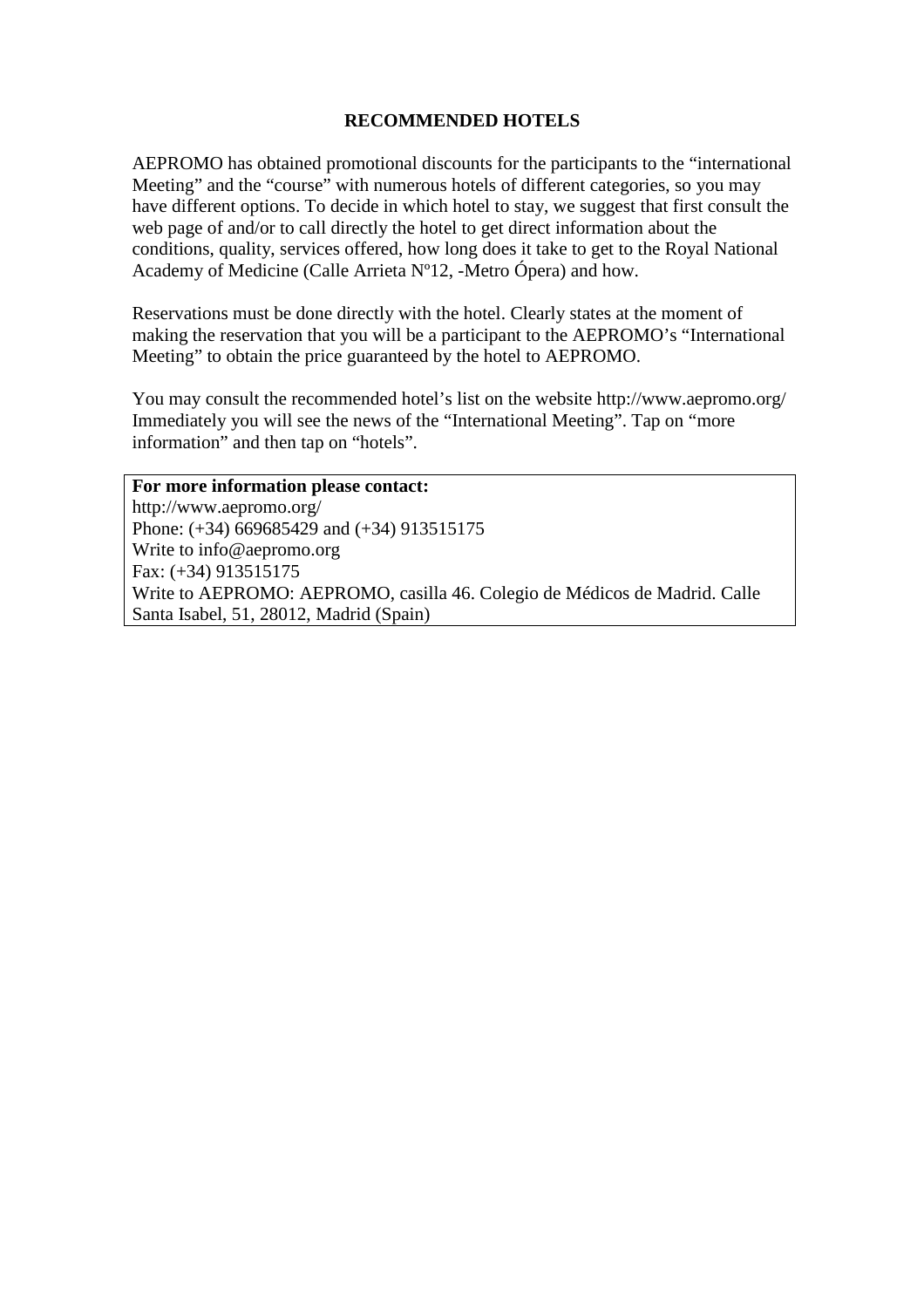## RECOMMENDED HOTELS

AEPROMO has obtained promotional discounts for the participants to the “international Meeting” and the “course” with numerous hotels of different categories, so you may have different options. To decide in which hotel to stay, we suggest that first consult the web page of and/or to call directly the hotel to get direct information about the conditions, quality, services offered, how long does it take to get to the Royal National Academy of Medicine (Calle Arrieta Nº12, -Metro Ópera) and how.

Reservations must be done directly with the hotel. Clearly states at the moment of making the reservation that you will be a participant to the AEPROMO’s “International Meeting” to obtain the price guaranteed by the hotel to AEPROMO.

You may consult the recommended hotel’s list on the website http://www.aepromo.org/ Immediately you will see the news of the “International Meeting”. Tap on “more information” and then tap on “hotels”.

**For more information please contact:**
http://www.aepromo.org/
Phone: (+34) 669685429 and (+34) 913515175
Write to info@aepromo.org
Fax: (+34) 913515175
Write to AEPROMO: AEPROMO, casilla 46. Colegio de Médicos de Madrid. Calle Santa Isabel, 51, 28012, Madrid (Spain)